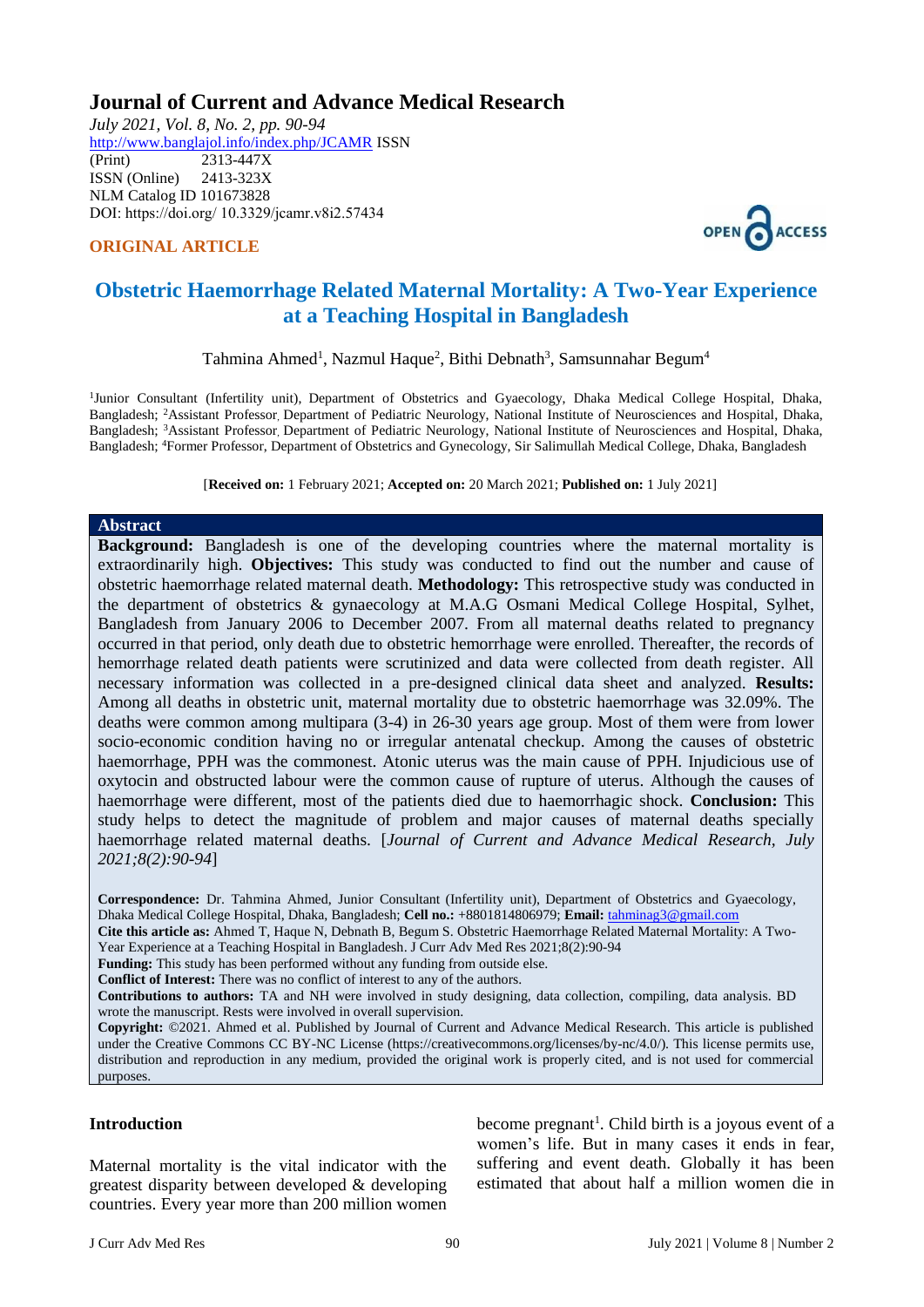# Journal of Current and Advance Medical Research

*July 2021, Vol. 8, No. 2, pp. 90-94*
http://www.banglajol.info/index.php/JCAMR ISSN (Print) 2313-447X
ISSN (Online) 2413-323X
NLM Catalog ID 101673828
DOI: https://doi.org/ 10.3329/jcamr.v8i2.57434

**ORIGINAL ARTICLE**

## Obstetric Haemorrhage Related Maternal Mortality: A Two-Year Experience at a Teaching Hospital in Bangladesh

Tahmina Ahmed[1], Nazmul Haque[2], Bithi Debnath[3], Samsunnahar Begum[4]

[1]Junior Consultant (Infertility unit), Department of Obstetrics and Gyaecology, Dhaka Medical College Hospital, Dhaka, Bangladesh; [2]Assistant Professor, Department of Pediatric Neurology, National Institute of Neurosciences and Hospital, Dhaka, Bangladesh; [3]Assistant Professor, Department of Pediatric Neurology, National Institute of Neurosciences and Hospital, Dhaka, Bangladesh; [4]Former Professor, Department of Obstetrics and Gynecology, Sir Salimullah Medical College, Dhaka, Bangladesh

[**Received on:** 1 February 2021; **Accepted on:** 20 March 2021; **Published on:** 1 July 2021]

### Abstract

**Background:** Bangladesh is one of the developing countries where the maternal mortality is extraordinarily high. **Objectives:** This study was conducted to find out the number and cause of obstetric haemorrhage related maternal death. **Methodology:** This retrospective study was conducted in the department of obstetrics & gynaecology at M.A.G Osmani Medical College Hospital, Sylhet, Bangladesh from January 2006 to December 2007. From all maternal deaths related to pregnancy occurred in that period, only death due to obstetric hemorrhage were enrolled. Thereafter, the records of hemorrhage related death patients were scrutinized and data were collected from death register. All necessary information was collected in a pre-designed clinical data sheet and analyzed. **Results:** Among all deaths in obstetric unit, maternal mortality due to obstetric haemorrhage was 32.09%. The deaths were common among multipara (3-4) in 26-30 years age group. Most of them were from lower socio-economic condition having no or irregular antenatal checkup. Among the causes of obstetric haemorrhage, PPH was the commonest. Atonic uterus was the main cause of PPH. Injudicious use of oxytocin and obstructed labour were the common cause of rupture of uterus. Although the causes of haemorrhage were different, most of the patients died due to haemorrhagic shock. **Conclusion:** This study helps to detect the magnitude of problem and major causes of maternal deaths specially haemorrhage related maternal deaths. [*Journal of Current and Advance Medical Research, July 2021;8(2):90-94*]

**Correspondence:** Dr. Tahmina Ahmed, Junior Consultant (Infertility unit), Department of Obstetrics and Gyaecology, Dhaka Medical College Hospital, Dhaka, Bangladesh; **Cell no.:** +8801814806979; **Email:** tahminag3@gmail.com

**Cite this article as:** Ahmed T, Haque N, Debnath B, Begum S. Obstetric Haemorrhage Related Maternal Mortality: A Two-Year Experience at a Teaching Hospital in Bangladesh. J Curr Adv Med Res 2021;8(2):90-94

**Funding:** This study has been performed without any funding from outside else.

**Conflict of Interest:** There was no conflict of interest to any of the authors.

**Contributions to authors:** TA and NH were involved in study designing, data collection, compiling, data analysis. BD wrote the manuscript. Rests were involved in overall supervision.

**Copyright:** ©2021. Ahmed et al. Published by Journal of Current and Advance Medical Research. This article is published under the Creative Commons CC BY-NC License (https://creativecommons.org/licenses/by-nc/4.0/). This license permits use, distribution and reproduction in any medium, provided the original work is properly cited, and is not used for commercial purposes.

### Introduction

Maternal mortality is the vital indicator with the greatest disparity between developed & developing countries. Every year more than 200 million women become pregnant[1]. Child birth is a joyous event of a women's life. But in many cases it ends in fear, suffering and event death. Globally it has been estimated that about half a million women die in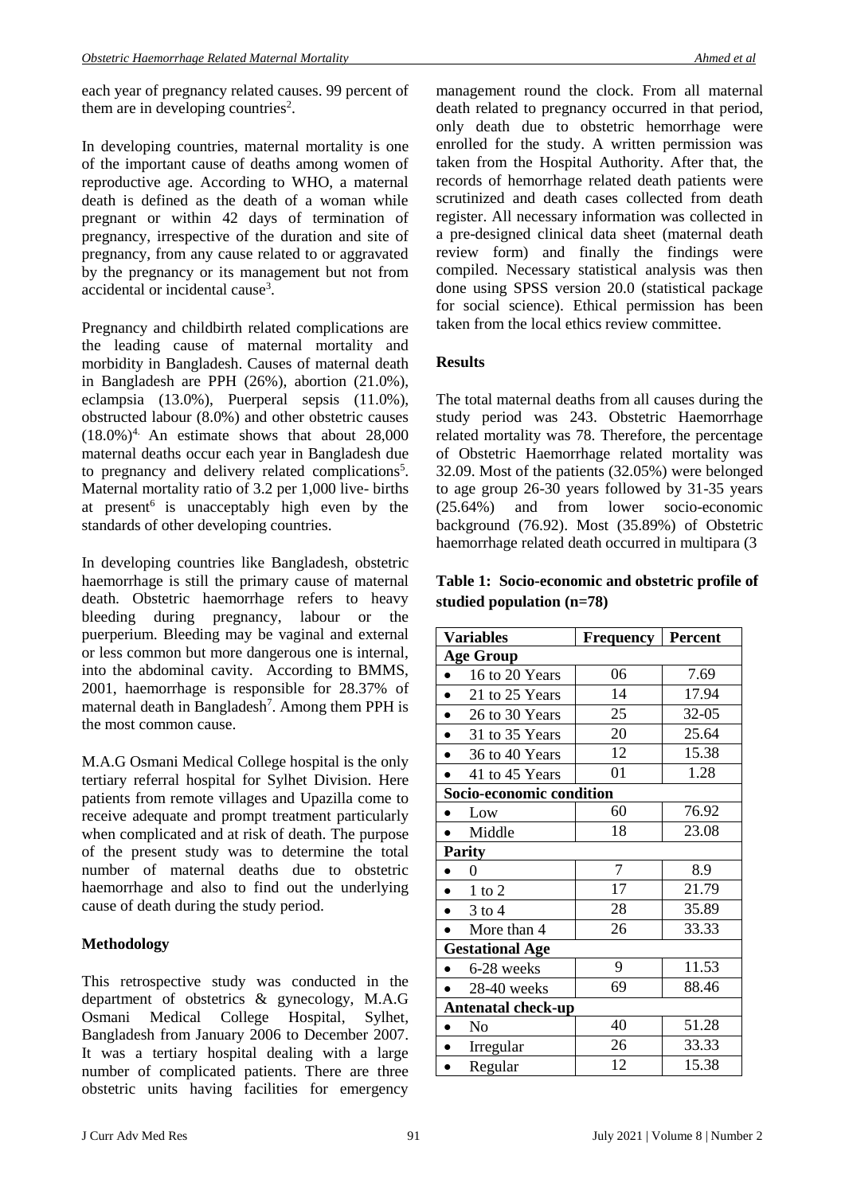each year of pregnancy related causes. 99 percent of them are in developing countries[2].

In developing countries, maternal mortality is one of the important cause of deaths among women of reproductive age. According to WHO, a maternal death is defined as the death of a woman while pregnant or within 42 days of termination of pregnancy, irrespective of the duration and site of pregnancy, from any cause related to or aggravated by the pregnancy or its management but not from accidental or incidental cause[3].

Pregnancy and childbirth related complications are the leading cause of maternal mortality and morbidity in Bangladesh. Causes of maternal death in Bangladesh are PPH (26%), abortion (21.0%), eclampsia (13.0%), Puerperal sepsis (11.0%), obstructed labour (8.0%) and other obstetric causes (18.0%)[4]. An estimate shows that about 28,000 maternal deaths occur each year in Bangladesh due to pregnancy and delivery related complications[5]. Maternal mortality ratio of 3.2 per 1,000 live- births at present[6] is unacceptably high even by the standards of other developing countries.

In developing countries like Bangladesh, obstetric haemorrhage is still the primary cause of maternal death. Obstetric haemorrhage refers to heavy bleeding during pregnancy, labour or the puerperium. Bleeding may be vaginal and external or less common but more dangerous one is internal, into the abdominal cavity. According to BMMS, 2001, haemorrhage is responsible for 28.37% of maternal death in Bangladesh[7]. Among them PPH is the most common cause.

M.A.G Osmani Medical College hospital is the only tertiary referral hospital for Sylhet Division. Here patients from remote villages and Upazilla come to receive adequate and prompt treatment particularly when complicated and at risk of death. The purpose of the present study was to determine the total number of maternal deaths due to obstetric haemorrhage and also to find out the underlying cause of death during the study period.

## Methodology

This retrospective study was conducted in the department of obstetrics & gynecology, M.A.G Osmani Medical College Hospital, Sylhet, Bangladesh from January 2006 to December 2007. It was a tertiary hospital dealing with a large number of complicated patients. There are three obstetric units having facilities for emergency management round the clock. From all maternal death related to pregnancy occurred in that period, only death due to obstetric hemorrhage were enrolled for the study. A written permission was taken from the Hospital Authority. After that, the records of hemorrhage related death patients were scrutinized and death cases collected from death register. All necessary information was collected in a pre-designed clinical data sheet (maternal death review form) and finally the findings were compiled. Necessary statistical analysis was then done using SPSS version 20.0 (statistical package for social science). Ethical permission has been taken from the local ethics review committee.

## Results

The total maternal deaths from all causes during the study period was 243. Obstetric Haemorrhage related mortality was 78. Therefore, the percentage of Obstetric Haemorrhage related mortality was 32.09. Most of the patients (32.05%) were belonged to age group 26-30 years followed by 31-35 years (25.64%) and from lower socio-economic background (76.92). Most (35.89%) of Obstetric haemorrhage related death occurred in multipara (3

**Table 1: Socio-economic and obstetric profile of studied population (n=78)**

| Variables | Frequency | Percent |
|---|---|---|
| **Age Group** | | |
| • 16 to 20 Years | 06 | 7.69 |
| • 21 to 25 Years | 14 | 17.94 |
| • 26 to 30 Years | 25 | 32-05 |
| • 31 to 35 Years | 20 | 25.64 |
| • 36 to 40 Years | 12 | 15.38 |
| • 41 to 45 Years | 01 | 1.28 |
| **Socio-economic condition** | | |
| • Low | 60 | 76.92 |
| • Middle | 18 | 23.08 |
| **Parity** | | |
| • 0 | 7 | 8.9 |
| • 1 to 2 | 17 | 21.79 |
| • 3 to 4 | 28 | 35.89 |
| • More than 4 | 26 | 33.33 |
| **Gestational Age** | | |
| • 6-28 weeks | 9 | 11.53 |
| • 28-40 weeks | 69 | 88.46 |
| **Antenatal check-up** | | |
| • No | 40 | 51.28 |
| • Irregular | 26 | 33.33 |
| • Regular | 12 | 15.38 |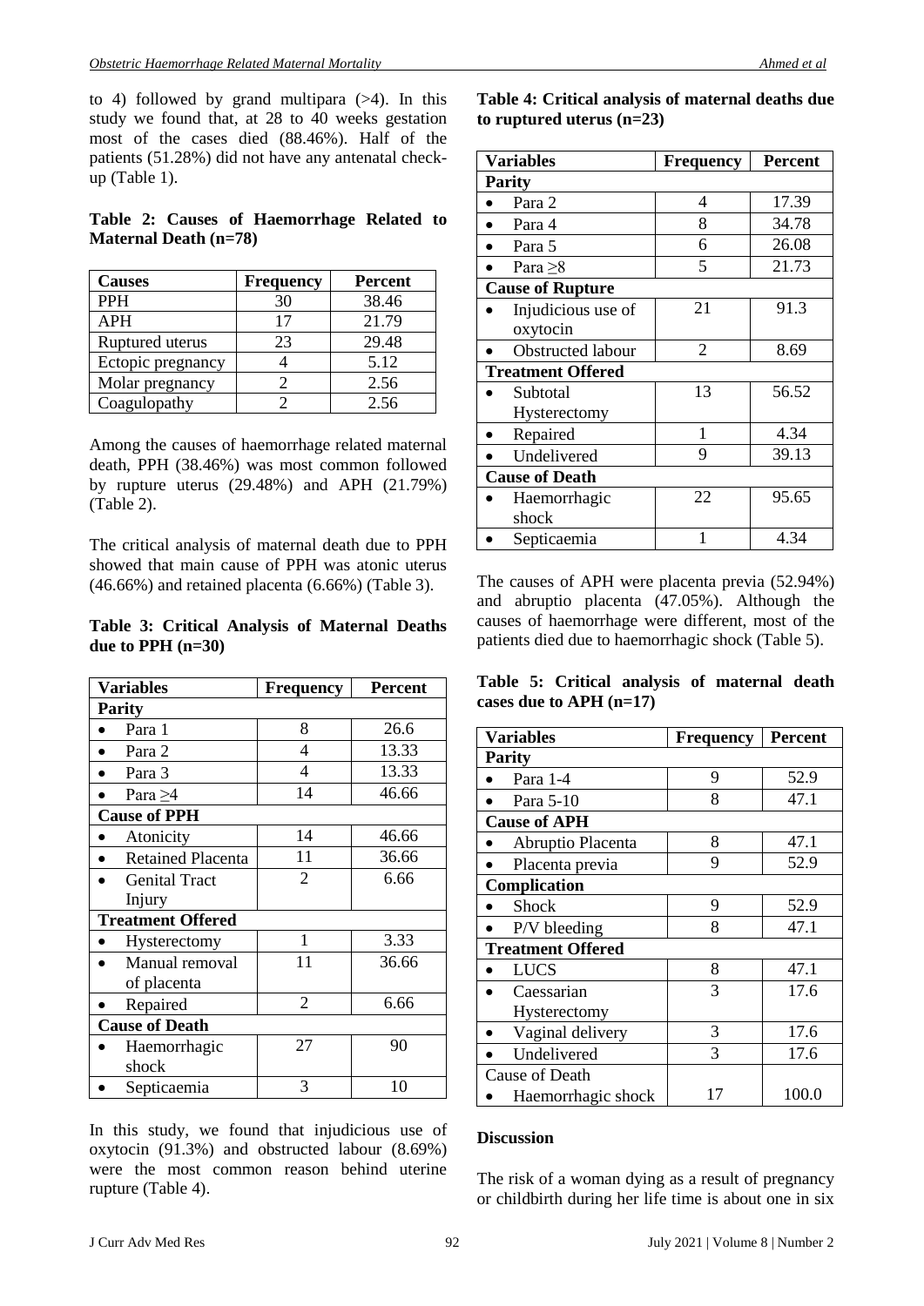to 4) followed by grand multipara (>4). In this study we found that, at 28 to 40 weeks gestation most of the cases died (88.46%). Half of the patients (51.28%) did not have any antenatal check-up (Table 1).

**Table 2: Causes of Haemorrhage Related to Maternal Death (n=78)**

| Causes | Frequency | Percent |
|---|---|---|
| PPH | 30 | 38.46 |
| APH | 17 | 21.79 |
| Ruptured uterus | 23 | 29.48 |
| Ectopic pregnancy | 4 | 5.12 |
| Molar pregnancy | 2 | 2.56 |
| Coagulopathy | 2 | 2.56 |

Among the causes of haemorrhage related maternal death, PPH (38.46%) was most common followed by rupture uterus (29.48%) and APH (21.79%) (Table 2).

The critical analysis of maternal death due to PPH showed that main cause of PPH was atonic uterus (46.66%) and retained placenta (6.66%) (Table 3).

**Table 3: Critical Analysis of Maternal Deaths due to PPH (n=30)**

| Variables | Frequency | Percent |
|---|---|---|
| **Parity** | | |
| • Para 1 | 8 | 26.6 |
| • Para 2 | 4 | 13.33 |
| • Para 3 | 4 | 13.33 |
| • Para ≥4 | 14 | 46.66 |
| **Cause of PPH** | | |
| • Atonicity | 14 | 46.66 |
| • Retained Placenta | 11 | 36.66 |
| • Genital Tract Injury | 2 | 6.66 |
| **Treatment Offered** | | |
| • Hysterectomy | 1 | 3.33 |
| • Manual removal of placenta | 11 | 36.66 |
| • Repaired | 2 | 6.66 |
| **Cause of Death** | | |
| • Haemorrhagic shock | 27 | 90 |
| • Septicaemia | 3 | 10 |

In this study, we found that injudicious use of oxytocin (91.3%) and obstructed labour (8.69%) were the most common reason behind uterine rupture (Table 4).

**Table 4: Critical analysis of maternal deaths due to ruptured uterus (n=23)**

| Variables | Frequency | Percent |
|---|---|---|
| **Parity** | | |
| • Para 2 | 4 | 17.39 |
| • Para 4 | 8 | 34.78 |
| • Para 5 | 6 | 26.08 |
| • Para ≥8 | 5 | 21.73 |
| **Cause of Rupture** | | |
| • Injudicious use of oxytocin | 21 | 91.3 |
| • Obstructed labour | 2 | 8.69 |
| **Treatment Offered** | | |
| • Subtotal Hysterectomy | 13 | 56.52 |
| • Repaired | 1 | 4.34 |
| • Undelivered | 9 | 39.13 |
| **Cause of Death** | | |
| • Haemorrhagic shock | 22 | 95.65 |
| • Septicaemia | 1 | 4.34 |

The causes of APH were placenta previa (52.94%) and abruptio placenta (47.05%). Although the causes of haemorrhage were different, most of the patients died due to haemorrhagic shock (Table 5).

**Table 5: Critical analysis of maternal death cases due to APH (n=17)**

| Variables | Frequency | Percent |
|---|---|---|
| **Parity** | | |
| • Para 1-4 | 9 | 52.9 |
| • Para 5-10 | 8 | 47.1 |
| **Cause of APH** | | |
| • Abruptio Placenta | 8 | 47.1 |
| • Placenta previa | 9 | 52.9 |
| **Complication** | | |
| • Shock | 9 | 52.9 |
| • P/V bleeding | 8 | 47.1 |
| **Treatment Offered** | | |
| • LUCS | 8 | 47.1 |
| • Caessarian Hysterectomy | 3 | 17.6 |
| • Vaginal delivery | 3 | 17.6 |
| • Undelivered | 3 | 17.6 |
| Cause of Death | | |
| • Haemorrhagic shock | 17 | 100.0 |

**Discussion**

The risk of a woman dying as a result of pregnancy or childbirth during her life time is about one in six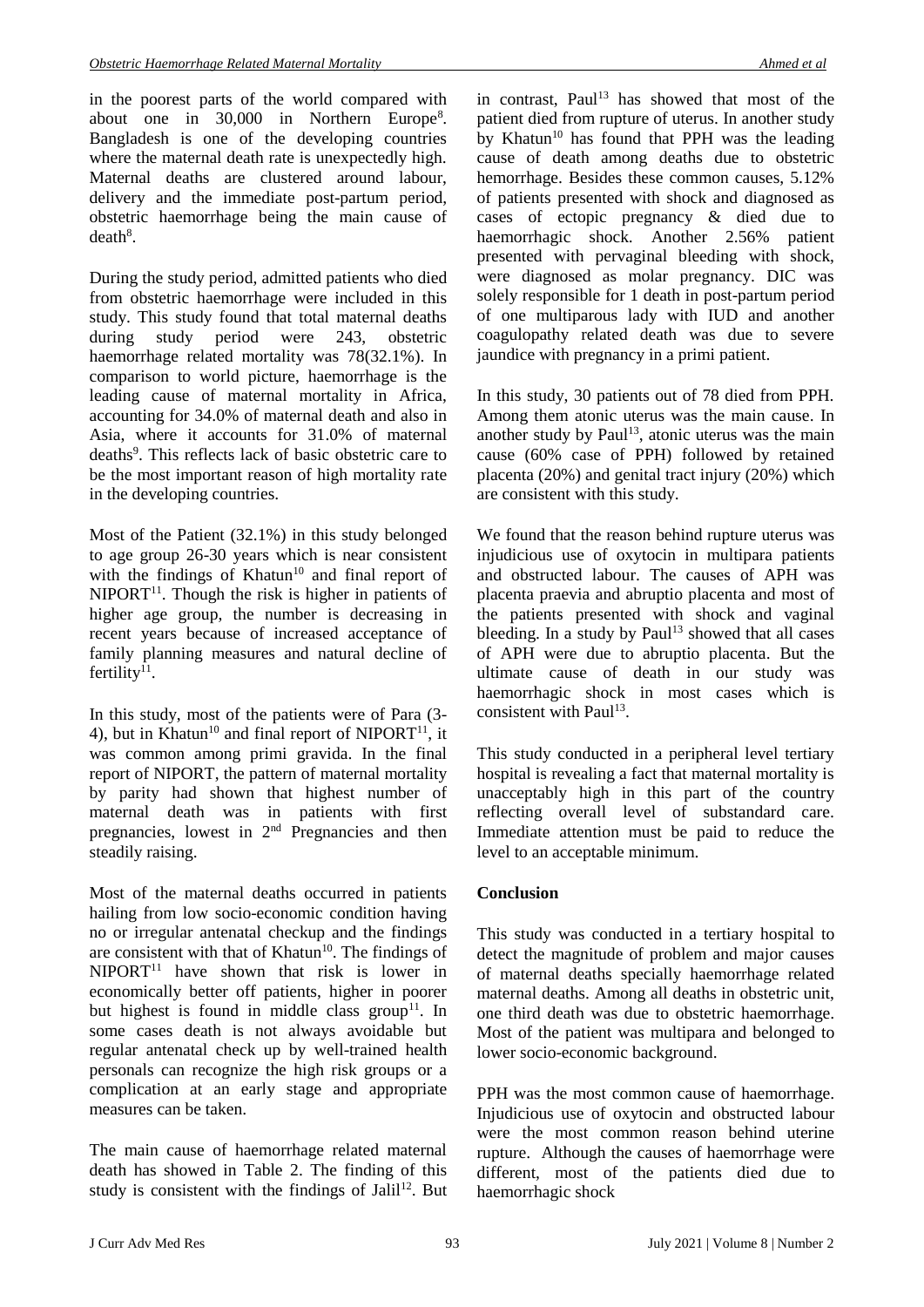in the poorest parts of the world compared with about one in 30,000 in Northern Europe[8]. Bangladesh is one of the developing countries where the maternal death rate is unexpectedly high. Maternal deaths are clustered around labour, delivery and the immediate post-partum period, obstetric haemorrhage being the main cause of death[8].

During the study period, admitted patients who died from obstetric haemorrhage were included in this study. This study found that total maternal deaths during study period were 243, obstetric haemorrhage related mortality was 78(32.1%). In comparison to world picture, haemorrhage is the leading cause of maternal mortality in Africa, accounting for 34.0% of maternal death and also in Asia, where it accounts for 31.0% of maternal deaths[9]. This reflects lack of basic obstetric care to be the most important reason of high mortality rate in the developing countries.

Most of the Patient (32.1%) in this study belonged to age group 26-30 years which is near consistent with the findings of Khatun[10] and final report of NIPORT[11]. Though the risk is higher in patients of higher age group, the number is decreasing in recent years because of increased acceptance of family planning measures and natural decline of fertility[11].

In this study, most of the patients were of Para (3-4), but in Khatun[10] and final report of NIPORT[11], it was common among primi gravida. In the final report of NIPORT, the pattern of maternal mortality by parity had shown that highest number of maternal death was in patients with first pregnancies, lowest in 2nd Pregnancies and then steadily raising.

Most of the maternal deaths occurred in patients hailing from low socio-economic condition having no or irregular antenatal checkup and the findings are consistent with that of Khatun[10]. The findings of NIPORT[11] have shown that risk is lower in economically better off patients, higher in poorer but highest is found in middle class group[11]. In some cases death is not always avoidable but regular antenatal check up by well-trained health personals can recognize the high risk groups or a complication at an early stage and appropriate measures can be taken.

The main cause of haemorrhage related maternal death has showed in Table 2. The finding of this study is consistent with the findings of Jalil[12]. But in contrast, Paul[13] has showed that most of the patient died from rupture of uterus. In another study by Khatun[10] has found that PPH was the leading cause of death among deaths due to obstetric hemorrhage. Besides these common causes, 5.12% of patients presented with shock and diagnosed as cases of ectopic pregnancy & died due to haemorrhagic shock. Another 2.56% patient presented with pervaginal bleeding with shock, were diagnosed as molar pregnancy. DIC was solely responsible for 1 death in post-partum period of one multiparous lady with IUD and another coagulopathy related death was due to severe jaundice with pregnancy in a primi patient.

In this study, 30 patients out of 78 died from PPH. Among them atonic uterus was the main cause. In another study by Paul[13], atonic uterus was the main cause (60% case of PPH) followed by retained placenta (20%) and genital tract injury (20%) which are consistent with this study.

We found that the reason behind rupture uterus was injudicious use of oxytocin in multipara patients and obstructed labour. The causes of APH was placenta praevia and abruptio placenta and most of the patients presented with shock and vaginal bleeding. In a study by Paul[13] showed that all cases of APH were due to abruptio placenta. But the ultimate cause of death in our study was haemorrhagic shock in most cases which is consistent with Paul[13].

This study conducted in a peripheral level tertiary hospital is revealing a fact that maternal mortality is unacceptably high in this part of the country reflecting overall level of substandard care. Immediate attention must be paid to reduce the level to an acceptable minimum.

## Conclusion

This study was conducted in a tertiary hospital to detect the magnitude of problem and major causes of maternal deaths specially haemorrhage related maternal deaths. Among all deaths in obstetric unit, one third death was due to obstetric haemorrhage. Most of the patient was multipara and belonged to lower socio-economic background.

PPH was the most common cause of haemorrhage. Injudicious use of oxytocin and obstructed labour were the most common reason behind uterine rupture. Although the causes of haemorrhage were different, most of the patients died due to haemorrhagic shock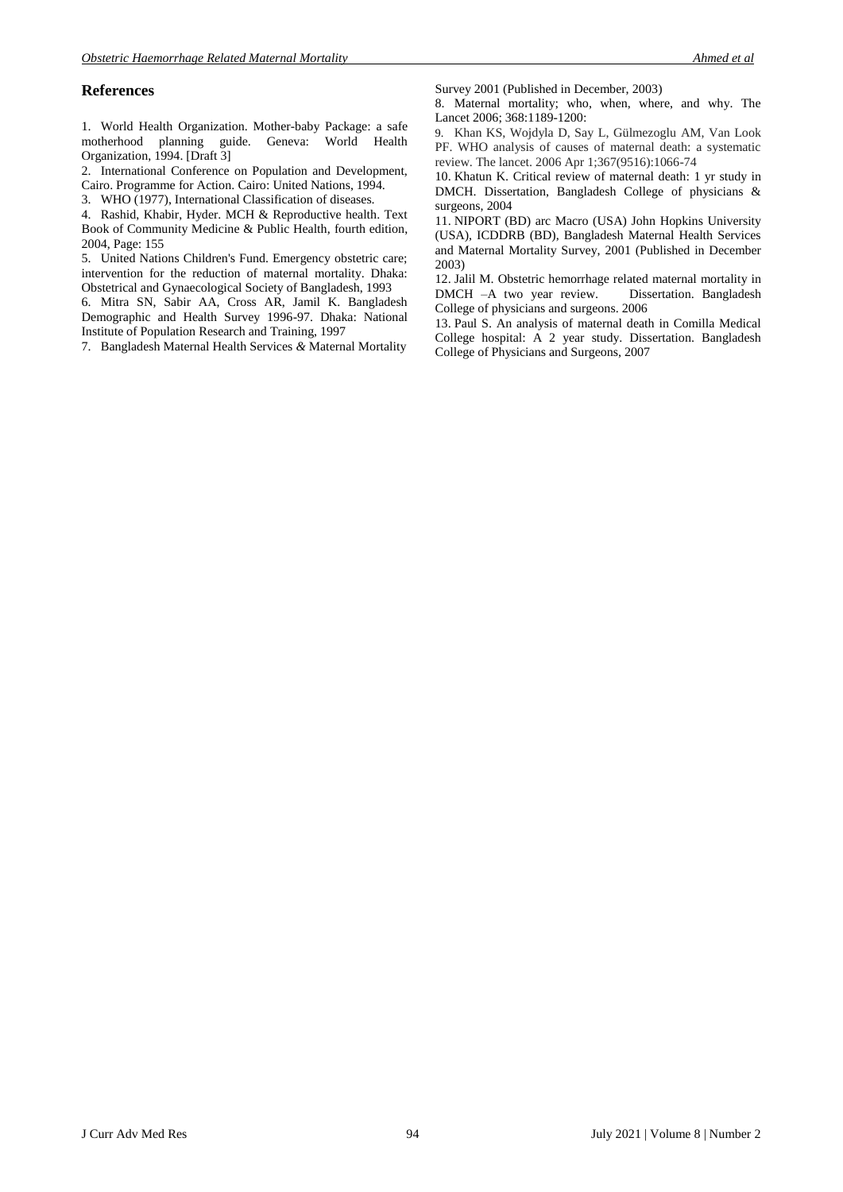## References

1. World Health Organization. Mother-baby Package: a safe motherhood planning guide. Geneva: World Health Organization, 1994. [Draft 3]
2. International Conference on Population and Development, Cairo. Programme for Action. Cairo: United Nations, 1994.
3. WHO (1977), International Classification of diseases.
4. Rashid, Khabir, Hyder. MCH & Reproductive health. Text Book of Community Medicine & Public Health, fourth edition, 2004, Page: 155
5. United Nations Children's Fund. Emergency obstetric care; intervention for the reduction of maternal mortality. Dhaka: Obstetrical and Gynaecological Society of Bangladesh, 1993
6. Mitra SN, Sabir AA, Cross AR, Jamil K. Bangladesh Demographic and Health Survey 1996-97. Dhaka: National Institute of Population Research and Training, 1997
7. Bangladesh Maternal Health Services & Maternal Mortality Survey 2001 (Published in December, 2003)
8. Maternal mortality; who, when, where, and why. The Lancet 2006; 368:1189-1200:
9. Khan KS, Wojdyla D, Say L, Gülmezoglu AM, Van Look PF. WHO analysis of causes of maternal death: a systematic review. The lancet. 2006 Apr 1;367(9516):1066-74
10. Khatun K. Critical review of maternal death: 1 yr study in DMCH. Dissertation, Bangladesh College of physicians & surgeons, 2004
11. NIPORT (BD) arc Macro (USA) John Hopkins University (USA), ICDDRB (BD), Bangladesh Maternal Health Services and Maternal Mortality Survey, 2001 (Published in December 2003)
12. Jalil M. Obstetric hemorrhage related maternal mortality in DMCH –A two year review. Dissertation. Bangladesh College of physicians and surgeons. 2006
13. Paul S. An analysis of maternal death in Comilla Medical College hospital: A 2 year study. Dissertation. Bangladesh College of Physicians and Surgeons, 2007